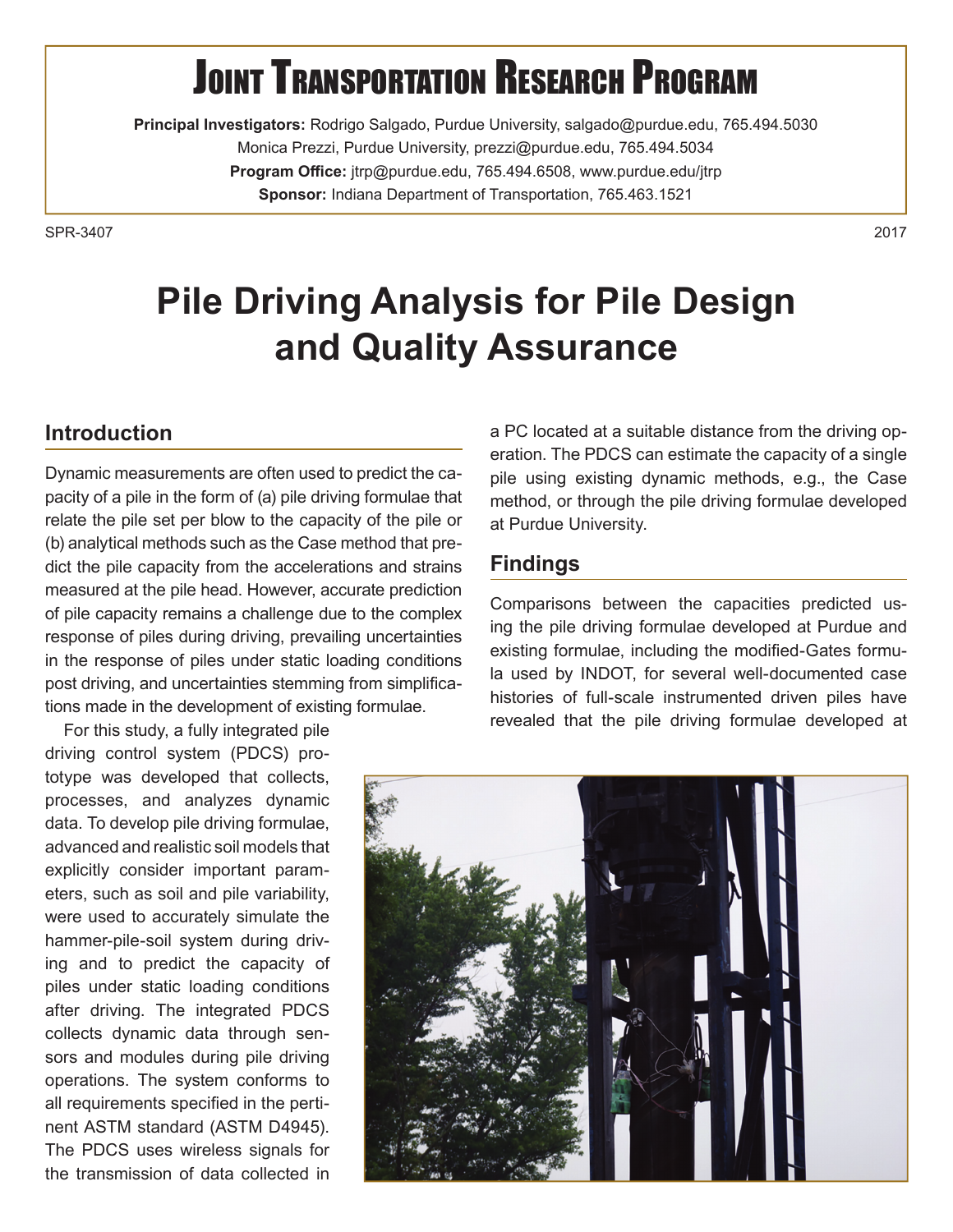# JOINT TRANSPORTATION RESEARCH PROGRAM

**Principal Investigators:** Rodrigo Salgado, Purdue University, salgado@purdue.edu, 765.494.5030
Monica Prezzi, Purdue University, prezzi@purdue.edu, 765.494.5034
**Program Office:** jtrp@purdue.edu, 765.494.6508, www.purdue.edu/jtrp
**Sponsor:** Indiana Department of Transportation, 765.463.1521

SPR-3407 2017

# Pile Driving Analysis for Pile Design and Quality Assurance

## Introduction

Dynamic measurements are often used to predict the capacity of a pile in the form of (a) pile driving formulae that relate the pile set per blow to the capacity of the pile or (b) analytical methods such as the Case method that predict the pile capacity from the accelerations and strains measured at the pile head. However, accurate prediction of pile capacity remains a challenge due to the complex response of piles during driving, prevailing uncertainties in the response of piles under static loading conditions post driving, and uncertainties stemming from simplifications made in the development of existing formulae.

For this study, a fully integrated pile driving control system (PDCS) prototype was developed that collects, processes, and analyzes dynamic data. To develop pile driving formulae, advanced and realistic soil models that explicitly consider important parameters, such as soil and pile variability, were used to accurately simulate the hammer-pile-soil system during driving and to predict the capacity of piles under static loading conditions after driving. The integrated PDCS collects dynamic data through sensors and modules during pile driving operations. The system conforms to all requirements specified in the pertinent ASTM standard (ASTM D4945). The PDCS uses wireless signals for the transmission of data collected in a PC located at a suitable distance from the driving operation. The PDCS can estimate the capacity of a single pile using existing dynamic methods, e.g., the Case method, or through the pile driving formulae developed at Purdue University.

## Findings

Comparisons between the capacities predicted using the pile driving formulae developed at Purdue and existing formulae, including the modified-Gates formula used by INDOT, for several well-documented case histories of full-scale instrumented driven piles have revealed that the pile driving formulae developed at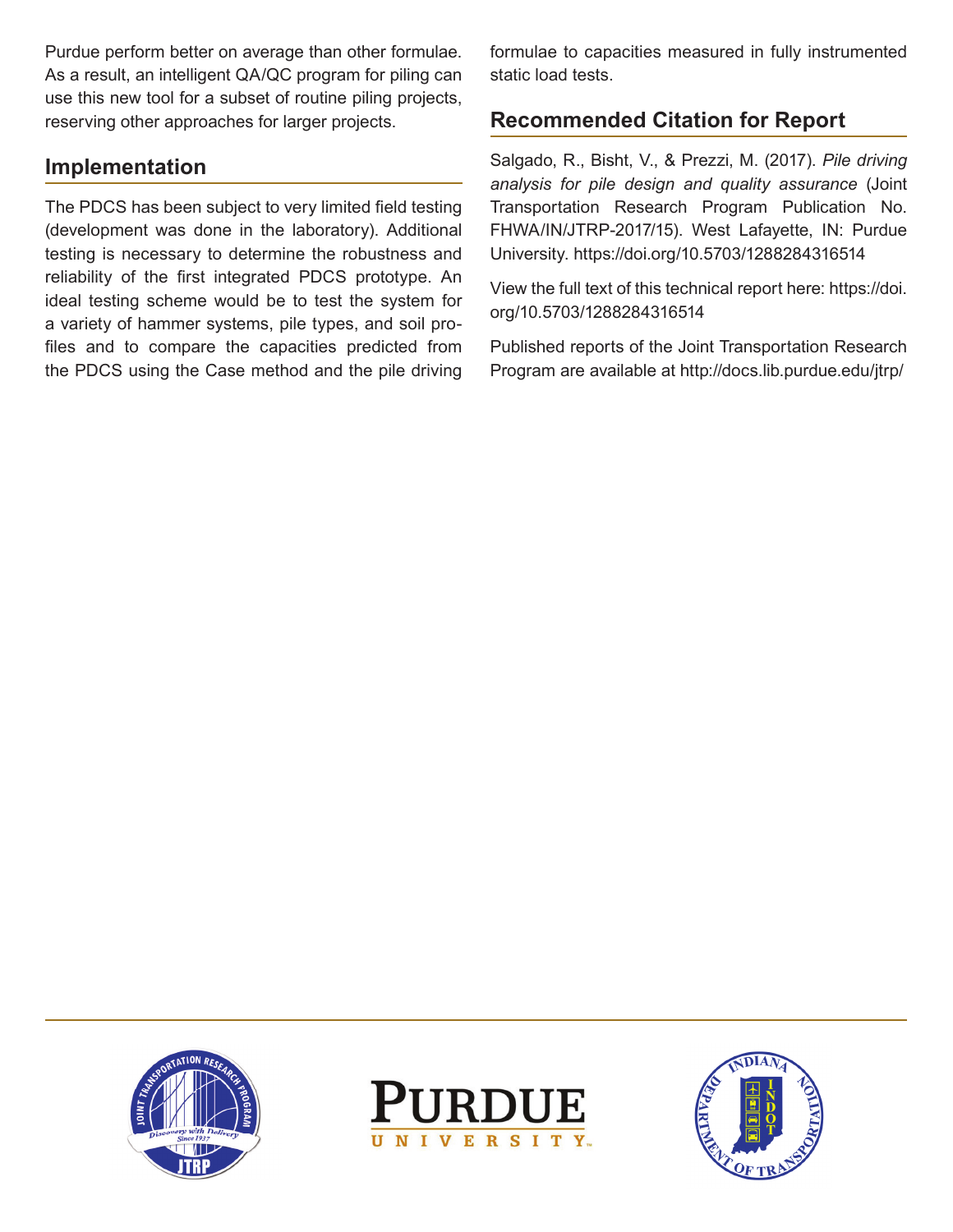Purdue perform better on average than other formulae. As a result, an intelligent QA/QC program for piling can use this new tool for a subset of routine piling projects, reserving other approaches for larger projects.

## Implementation

The PDCS has been subject to very limited field testing (development was done in the laboratory). Additional testing is necessary to determine the robustness and reliability of the first integrated PDCS prototype. An ideal testing scheme would be to test the system for a variety of hammer systems, pile types, and soil profiles and to compare the capacities predicted from the PDCS using the Case method and the pile driving formulae to capacities measured in fully instrumented static load tests.

## Recommended Citation for Report

Salgado, R., Bisht, V., & Prezzi, M. (2017). *Pile driving analysis for pile design and quality assurance* (Joint Transportation Research Program Publication No. FHWA/IN/JTRP-2017/15). West Lafayette, IN: Purdue University. https://doi.org/10.5703/1288284316514

View the full text of this technical report here: https://doi.org/10.5703/1288284316514

Published reports of the Joint Transportation Research Program are available at http://docs.lib.purdue.edu/jtrp/